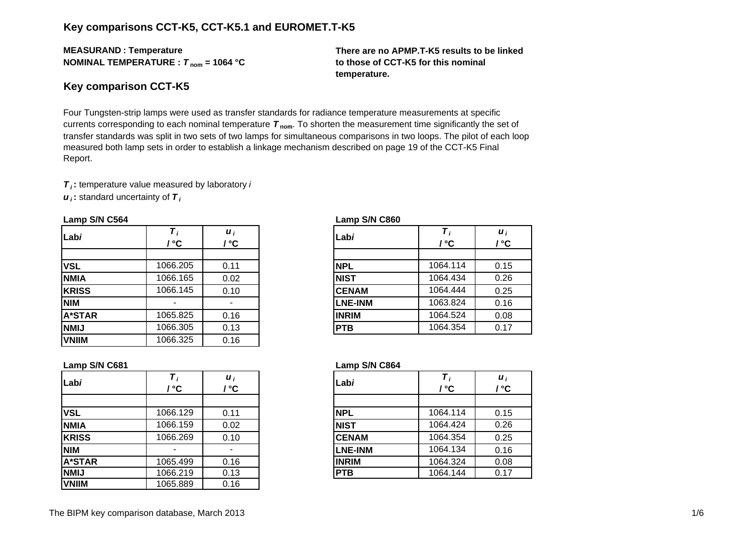# Key comparisons CCT-K5, CCT-K5.1 and EUROMET.T-K5

**MEASURAND : Temperature**
**NOMINAL TEMPERATURE : $T_{nom}$ = 1064 °C**

**There are no APMP.T-K5 results to be linked to those of CCT-K5 for this nominal temperature.**

## Key comparison CCT-K5

Four Tungsten-strip lamps were used as transfer standards for radiance temperature measurements at specific currents corresponding to each nominal temperature $T_{nom}$. To shorten the measurement time significantly the set of transfer standards was split in two sets of two lamps for simultaneous comparisons in two loops. The pilot of each loop measured both lamp sets in order to establish a linkage mechanism described on page 19 of the CCT-K5 Final Report.

$T_i$ **:** temperature value measured by laboratory *i*
$u_i$ **:** standard uncertainty of $T_i$

**Lamp S/N C564**

| Lab*i* | $T_i$ / °C | $u_i$ / °C |
|---|---|---|
| | | |
| **VSL** | 1066.205 | 0.11 |
| **NMIA** | 1066.165 | 0.02 |
| **KRISS** | 1066.145 | 0.10 |
| **NIM** | - | - |
| **A*STAR** | 1065.825 | 0.16 |
| **NMIJ** | 1066.305 | 0.13 |
| **VNIIM** | 1066.325 | 0.16 |

**Lamp S/N C860**

| Lab*i* | $T_i$ / °C | $u_i$ / °C |
|---|---|---|
| | | |
| **NPL** | 1064.114 | 0.15 |
| **NIST** | 1064.434 | 0.26 |
| **CENAM** | 1064.444 | 0.25 |
| **LNE-INM** | 1063.824 | 0.16 |
| **INRIM** | 1064.524 | 0.08 |
| **PTB** | 1064.354 | 0.17 |

**Lamp S/N C681**

| Lab*i* | $T_i$ / °C | $u_i$ / °C |
|---|---|---|
| | | |
| **VSL** | 1066.129 | 0.11 |
| **NMIA** | 1066.159 | 0.02 |
| **KRISS** | 1066.269 | 0.10 |
| **NIM** | - | - |
| **A*STAR** | 1065.499 | 0.16 |
| **NMIJ** | 1066.219 | 0.13 |
| **VNIIM** | 1065.889 | 0.16 |

**Lamp S/N C864**

| Lab*i* | $T_i$ / °C | $u_i$ / °C |
|---|---|---|
| | | |
| **NPL** | 1064.114 | 0.15 |
| **NIST** | 1064.424 | 0.26 |
| **CENAM** | 1064.354 | 0.25 |
| **LNE-INM** | 1064.134 | 0.16 |
| **INRIM** | 1064.324 | 0.08 |
| **PTB** | 1064.144 | 0.17 |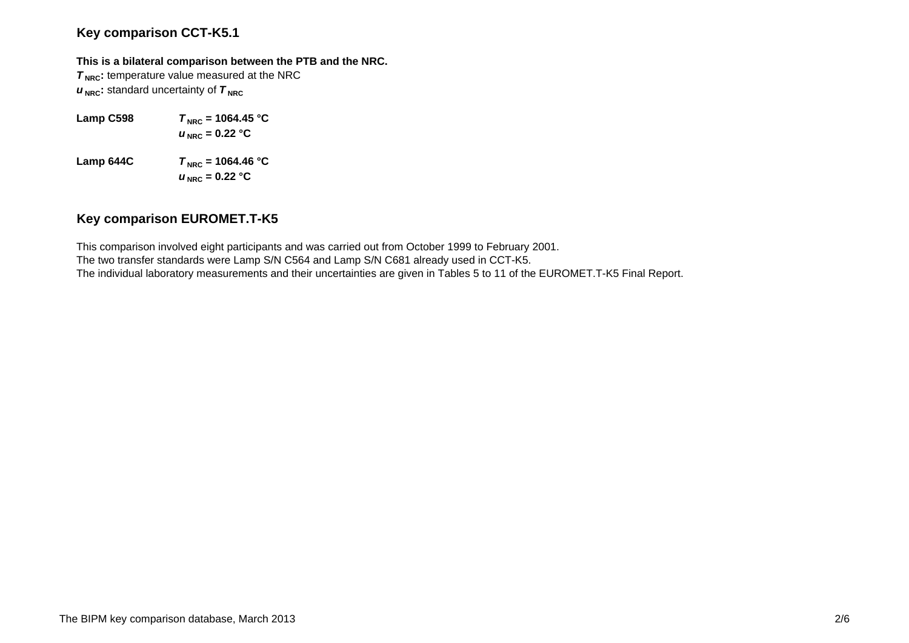## Key comparison CCT-K5.1

**This is a bilateral comparison between the PTB and the NRC.**

***$T_{NRC}$*: temperature value measured at the NRC**
***$u_{NRC}$*: standard uncertainty of *$T_{NRC}$***

| | |
|---|---|
| **Lamp C598** | ***$T_{NRC}$* = 1064.45 °C** |
| | ***$u_{NRC}$* = 0.22 °C** |
| **Lamp 644C** | ***$T_{NRC}$* = 1064.46 °C** |
| | ***$u_{NRC}$* = 0.22 °C** |

## Key comparison EUROMET.T-K5

This comparison involved eight participants and was carried out from October 1999 to February 2001.
The two transfer standards were Lamp S/N C564 and Lamp S/N C681 already used in CCT-K5.
The individual laboratory measurements and their uncertainties are given in Tables 5 to 11 of the EUROMET.T-K5 Final Report.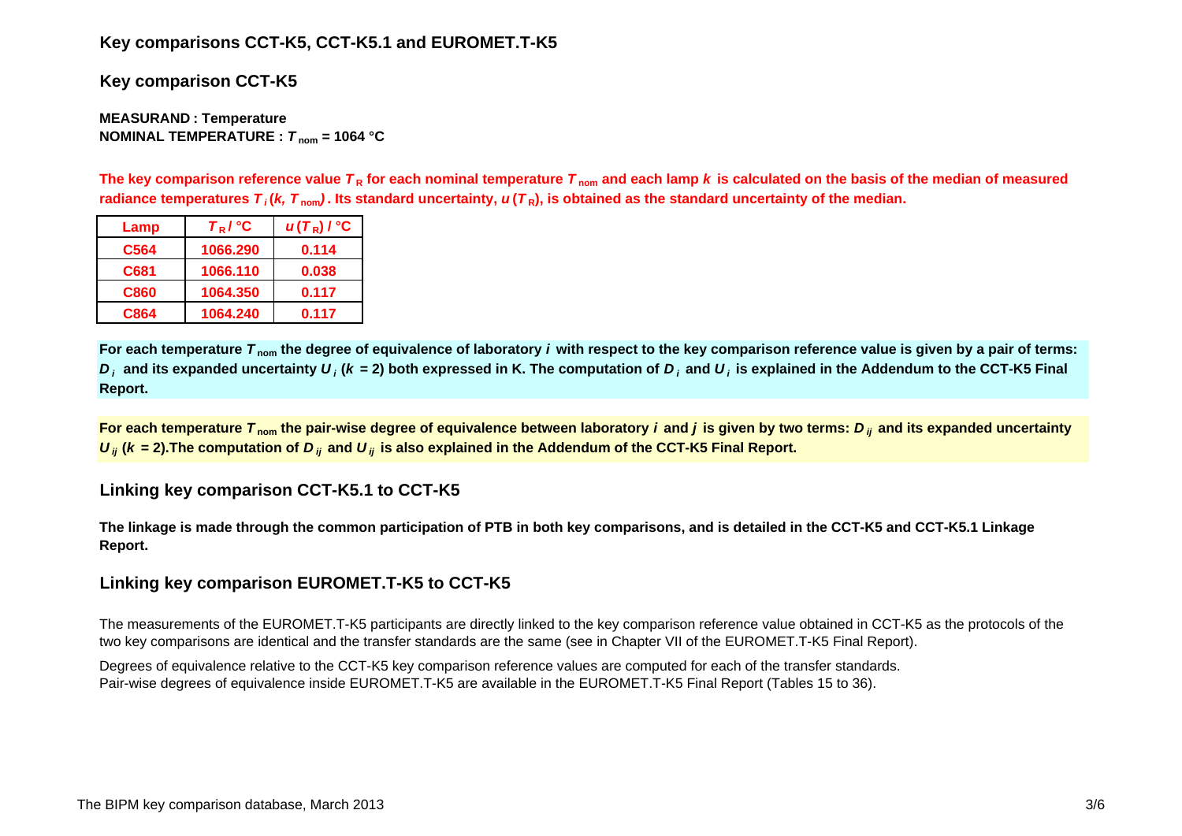## Key comparisons CCT-K5, CCT-K5.1 and EUROMET.T-K5

## Key comparison CCT-K5

**MEASURAND : Temperature**
**NOMINAL TEMPERATURE : $T_{nom}$ = 1064 °C**

**The key comparison reference value $T_R$ for each nominal temperature $T_{nom}$ and each lamp $k$ is calculated on the basis of the median of measured radiance temperatures $T_i(k, T_{nom})$. Its standard uncertainty, $u(T_R)$, is obtained as the standard uncertainty of the median.**

| Lamp | $T_R$ / °C | $u(T_R)$ / °C |
|---|---|---|
| C564 | 1066.290 | 0.114 |
| C681 | 1066.110 | 0.038 |
| C860 | 1064.350 | 0.117 |
| C864 | 1064.240 | 0.117 |

**For each temperature $T_{nom}$ the degree of equivalence of laboratory $i$ with respect to the key comparison reference value is given by a pair of terms: $D_i$ and its expanded uncertainty $U_i$ ($k$ = 2) both expressed in K. The computation of $D_i$ and $U_i$ is explained in the Addendum to the CCT-K5 Final Report.**

**For each temperature $T_{nom}$ the pair-wise degree of equivalence between laboratory $i$ and $j$ is given by two terms: $D_{ij}$ and its expanded uncertainty $U_{ij}$ ($k$ = 2).The computation of $D_{ij}$ and $U_{ij}$ is also explained in the Addendum of the CCT-K5 Final Report.**

## Linking key comparison CCT-K5.1 to CCT-K5

**The linkage is made through the common participation of PTB in both key comparisons, and is detailed in the CCT-K5 and CCT-K5.1 Linkage Report.**

## Linking key comparison EUROMET.T-K5 to CCT-K5

The measurements of the EUROMET.T-K5 participants are directly linked to the key comparison reference value obtained in CCT-K5 as the protocols of the two key comparisons are identical and the transfer standards are the same (see in Chapter VII of the EUROMET.T-K5 Final Report).

Degrees of equivalence relative to the CCT-K5 key comparison reference values are computed for each of the transfer standards.
Pair-wise degrees of equivalence inside EUROMET.T-K5 are available in the EUROMET.T-K5 Final Report (Tables 15 to 36).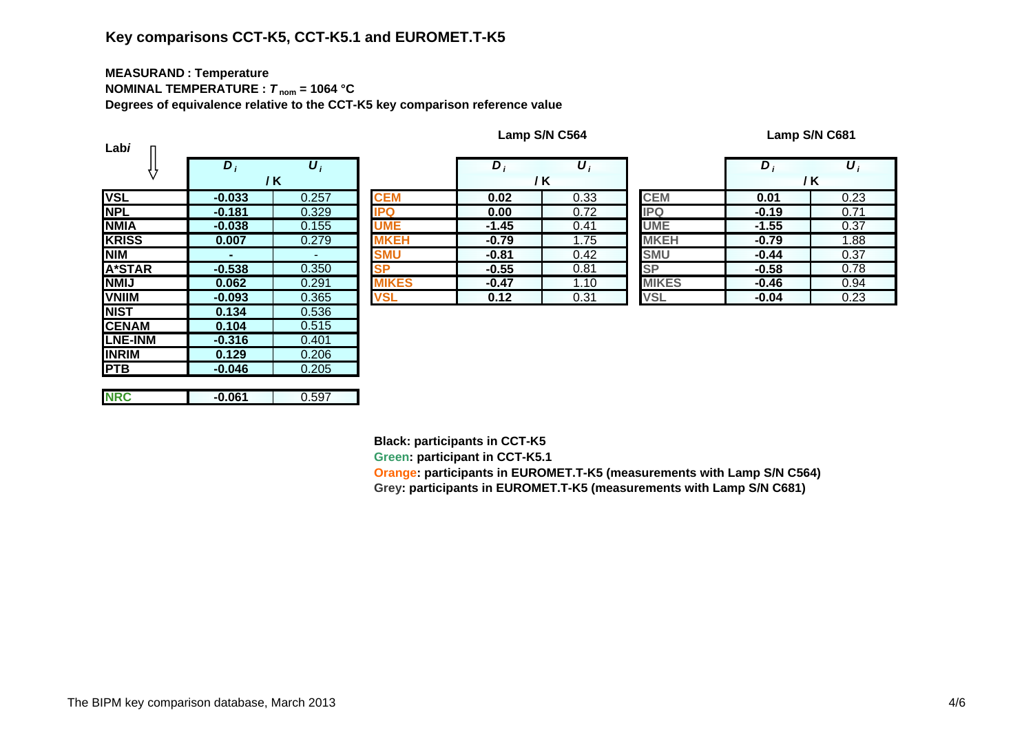## Key comparisons CCT-K5, CCT-K5.1 and EUROMET.T-K5

**MEASURAND : Temperature**

**NOMINAL TEMPERATURE : $T_{nom}$ = 1064 °C**

**Degrees of equivalence relative to the CCT-K5 key comparison reference value**

| Lab *i* | $D_i$ / K | $U_i$ / K |
|---|---|---|
| VSL | -0.033 | 0.257 |
| NPL | -0.181 | 0.329 |
| NMIA | -0.038 | 0.155 |
| KRISS | 0.007 | 0.279 |
| NIM | - | - |
| A*STAR | -0.538 | 0.350 |
| NMIJ | 0.062 | 0.291 |
| VNIIM | -0.093 | 0.365 |
| NIST | 0.134 | 0.536 |
| CENAM | 0.104 | 0.515 |
| LNE-INM | -0.316 | 0.401 |
| INRIM | 0.129 | 0.206 |
| PTB | -0.046 | 0.205 |
| NRC | -0.061 | 0.597 |

**Lamp S/N C564**

| Lab *i* | $D_i$ / K | $U_i$ / K |
|---|---|---|
| CEM | 0.02 | 0.33 |
| IPQ | 0.00 | 0.72 |
| UME | -1.45 | 0.41 |
| MKEH | -0.79 | 1.75 |
| SMU | -0.81 | 0.42 |
| SP | -0.55 | 0.81 |
| MIKES | -0.47 | 1.10 |
| VSL | 0.12 | 0.31 |

**Lamp S/N C681**

| Lab *i* | $D_i$ / K | $U_i$ / K |
|---|---|---|
| CEM | 0.01 | 0.23 |
| IPQ | -0.19 | 0.71 |
| UME | -1.55 | 0.37 |
| MKEH | -0.79 | 1.88 |
| SMU | -0.44 | 0.37 |
| SP | -0.58 | 0.78 |
| MIKES | -0.46 | 0.94 |
| VSL | -0.04 | 0.23 |

**Black: participants in CCT-K5**

**Green: participant in CCT-K5.1**

**Orange: participants in EUROMET.T-K5 (measurements with Lamp S/N C564)**

**Grey: participants in EUROMET.T-K5 (measurements with Lamp S/N C681)**

The BIPM key comparison database, March 2013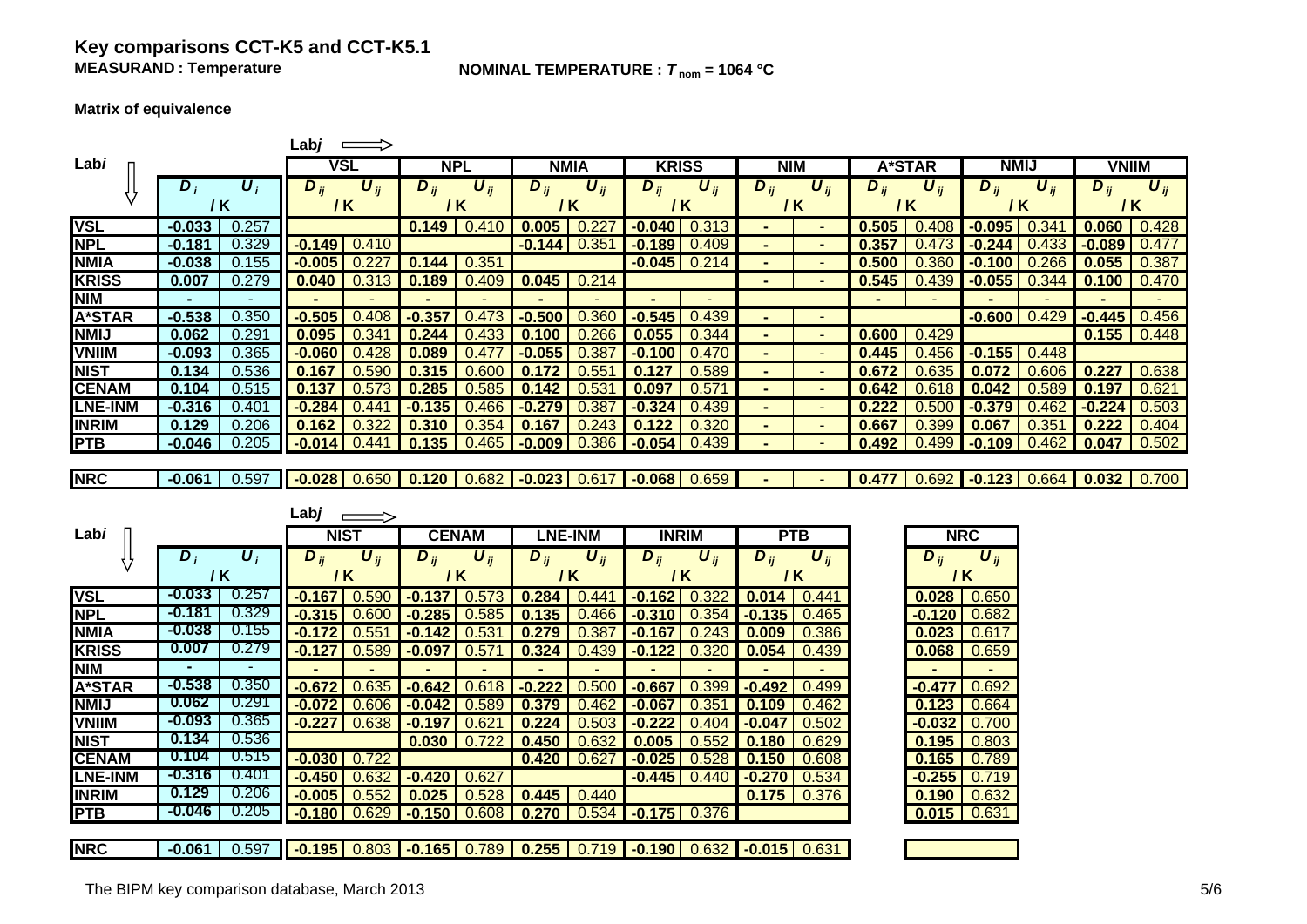# Key comparisons CCT-K5 and CCT-K5.1

**MEASURAND : Temperature**

**NOMINAL TEMPERATURE : $T_{nom}$ = 1064 °C**

**Matrix of equivalence**

| Lab*i* ⇓ / Lab*j* ⇒ | $D_i$ / K | $U_i$ / K | VSL $D_{ij}$ / K | VSL $U_{ij}$ / K | NPL $D_{ij}$ / K | NPL $U_{ij}$ / K | NMIA $D_{ij}$ / K | NMIA $U_{ij}$ / K | KRISS $D_{ij}$ / K | KRISS $U_{ij}$ / K | NIM $D_{ij}$ / K | NIM $U_{ij}$ / K | A*STAR $D_{ij}$ / K | A*STAR $U_{ij}$ / K | NMIJ $D_{ij}$ / K | NMIJ $U_{ij}$ / K | VNIIM $D_{ij}$ / K | VNIIM $U_{ij}$ / K |
|---|---|---|---|---|---|---|---|---|---|---|---|---|---|---|---|---|---|---|
| **VSL** | **-0.033** | 0.257 | | | **0.149** | 0.410 | **0.005** | 0.227 | **-0.040** | 0.313 | - | - | **0.505** | 0.408 | **-0.095** | 0.341 | **0.060** | 0.428 |
| **NPL** | **-0.181** | 0.329 | **-0.149** | 0.410 | | | **-0.144** | 0.351 | **-0.189** | 0.409 | - | - | **0.357** | 0.473 | **-0.244** | 0.433 | **-0.089** | 0.477 |
| **NMIA** | **-0.038** | 0.155 | **-0.005** | 0.227 | **0.144** | 0.351 | | | **-0.045** | 0.214 | - | - | **0.500** | 0.360 | **-0.100** | 0.266 | **0.055** | 0.387 |
| **KRISS** | **0.007** | 0.279 | **0.040** | 0.313 | **0.189** | 0.409 | **0.045** | 0.214 | | | - | - | **0.545** | 0.439 | **-0.055** | 0.344 | **0.100** | 0.470 |
| **NIM** | - | - | - | - | - | - | - | - | - | - | | | - | - | - | - | - | - |
| **A*STAR** | **-0.538** | 0.350 | **-0.505** | 0.408 | **-0.357** | 0.473 | **-0.500** | 0.360 | **-0.545** | 0.439 | - | - | | | **-0.600** | 0.429 | **-0.445** | 0.456 |
| **NMIJ** | **0.062** | 0.291 | **0.095** | 0.341 | **0.244** | 0.433 | **0.100** | 0.266 | **0.055** | 0.344 | - | - | **0.600** | 0.429 | | | **0.155** | 0.448 |
| **VNIIM** | **-0.093** | 0.365 | **-0.060** | 0.428 | **0.089** | 0.477 | **-0.055** | 0.387 | **-0.100** | 0.470 | - | - | **0.445** | 0.456 | **-0.155** | 0.448 | | |
| **NIST** | **0.134** | 0.536 | **0.167** | 0.590 | **0.315** | 0.600 | **0.172** | 0.551 | **0.127** | 0.589 | - | - | **0.672** | 0.635 | **0.072** | 0.606 | **0.227** | 0.638 |
| **CENAM** | **0.104** | 0.515 | **0.137** | 0.573 | **0.285** | 0.585 | **0.142** | 0.531 | **0.097** | 0.571 | - | - | **0.642** | 0.618 | **0.042** | 0.589 | **0.197** | 0.621 |
| **LNE-INM** | **-0.316** | 0.401 | **-0.284** | 0.441 | **-0.135** | 0.466 | **-0.279** | 0.387 | **-0.324** | 0.439 | - | - | **0.222** | 0.500 | **-0.379** | 0.462 | **-0.224** | 0.503 |
| **INRIM** | **0.129** | 0.206 | **0.162** | 0.322 | **0.310** | 0.354 | **0.167** | 0.243 | **0.122** | 0.320 | - | - | **0.667** | 0.399 | **0.067** | 0.351 | **0.222** | 0.404 |
| **PTB** | **-0.046** | 0.205 | **-0.014** | 0.441 | **0.135** | 0.465 | **-0.009** | 0.386 | **-0.054** | 0.439 | - | - | **0.492** | 0.499 | **-0.109** | 0.462 | **0.047** | 0.502 |
| **NRC** | **-0.061** | 0.597 | **-0.028** | 0.650 | **0.120** | 0.682 | **-0.023** | 0.617 | **-0.068** | 0.659 | - | - | **0.477** | 0.692 | **-0.123** | 0.664 | **0.032** | 0.700 |

| Lab*i* ⇓ / Lab*j* ⇒ | $D_i$ / K | $U_i$ / K | NIST $D_{ij}$ / K | NIST $U_{ij}$ / K | CENAM $D_{ij}$ / K | CENAM $U_{ij}$ / K | LNE-INM $D_{ij}$ / K | LNE-INM $U_{ij}$ / K | INRIM $D_{ij}$ / K | INRIM $U_{ij}$ / K | PTB $D_{ij}$ / K | PTB $U_{ij}$ / K | NRC $D_{ij}$ / K | NRC $U_{ij}$ / K |
|---|---|---|---|---|---|---|---|---|---|---|---|---|---|---|
| **VSL** | **-0.033** | 0.257 | **-0.167** | 0.590 | **-0.137** | 0.573 | **0.284** | 0.441 | **-0.162** | 0.322 | **0.014** | 0.441 | **0.028** | 0.650 |
| **NPL** | **-0.181** | 0.329 | **-0.315** | 0.600 | **-0.285** | 0.585 | **0.135** | 0.466 | **-0.310** | 0.354 | **-0.135** | 0.465 | **-0.120** | 0.682 |
| **NMIA** | **-0.038** | 0.155 | **-0.172** | 0.551 | **-0.142** | 0.531 | **0.279** | 0.387 | **-0.167** | 0.243 | **0.009** | 0.386 | **0.023** | 0.617 |
| **KRISS** | **0.007** | 0.279 | **-0.127** | 0.589 | **-0.097** | 0.571 | **0.324** | 0.439 | **-0.122** | 0.320 | **0.054** | 0.439 | **0.068** | 0.659 |
| **NIM** | - | - | - | - | - | - | - | - | - | - | - | - | - | - |
| **A*STAR** | **-0.538** | 0.350 | **-0.672** | 0.635 | **-0.642** | 0.618 | **-0.222** | 0.500 | **-0.667** | 0.399 | **-0.492** | 0.499 | **-0.477** | 0.692 |
| **NMIJ** | **0.062** | 0.291 | **-0.072** | 0.606 | **-0.042** | 0.589 | **0.379** | 0.462 | **-0.067** | 0.351 | **0.109** | 0.462 | **0.123** | 0.664 |
| **VNIIM** | **-0.093** | 0.365 | **-0.227** | 0.638 | **-0.197** | 0.621 | **0.224** | 0.503 | **-0.222** | 0.404 | **-0.047** | 0.502 | **-0.032** | 0.700 |
| **NIST** | **0.134** | 0.536 | | | **0.030** | 0.722 | **0.450** | 0.632 | **0.005** | 0.552 | **0.180** | 0.629 | **0.195** | 0.803 |
| **CENAM** | **0.104** | 0.515 | **-0.030** | 0.722 | | | **0.420** | 0.627 | **-0.025** | 0.528 | **0.150** | 0.608 | **0.165** | 0.789 |
| **LNE-INM** | **-0.316** | 0.401 | **-0.450** | 0.632 | **-0.420** | 0.627 | | | **-0.445** | 0.440 | **-0.270** | 0.534 | **-0.255** | 0.719 |
| **INRIM** | **0.129** | 0.206 | **-0.005** | 0.552 | **0.025** | 0.528 | **0.445** | 0.440 | | | **0.175** | 0.376 | **0.190** | 0.632 |
| **PTB** | **-0.046** | 0.205 | **-0.180** | 0.629 | **-0.150** | 0.608 | **0.270** | 0.534 | **-0.175** | 0.376 | | | **0.015** | 0.631 |
| **NRC** | **-0.061** | 0.597 | **-0.195** | 0.803 | **-0.165** | 0.789 | **0.255** | 0.719 | **-0.190** | 0.632 | **-0.015** | 0.631 | | |

The BIPM key comparison database, March 2013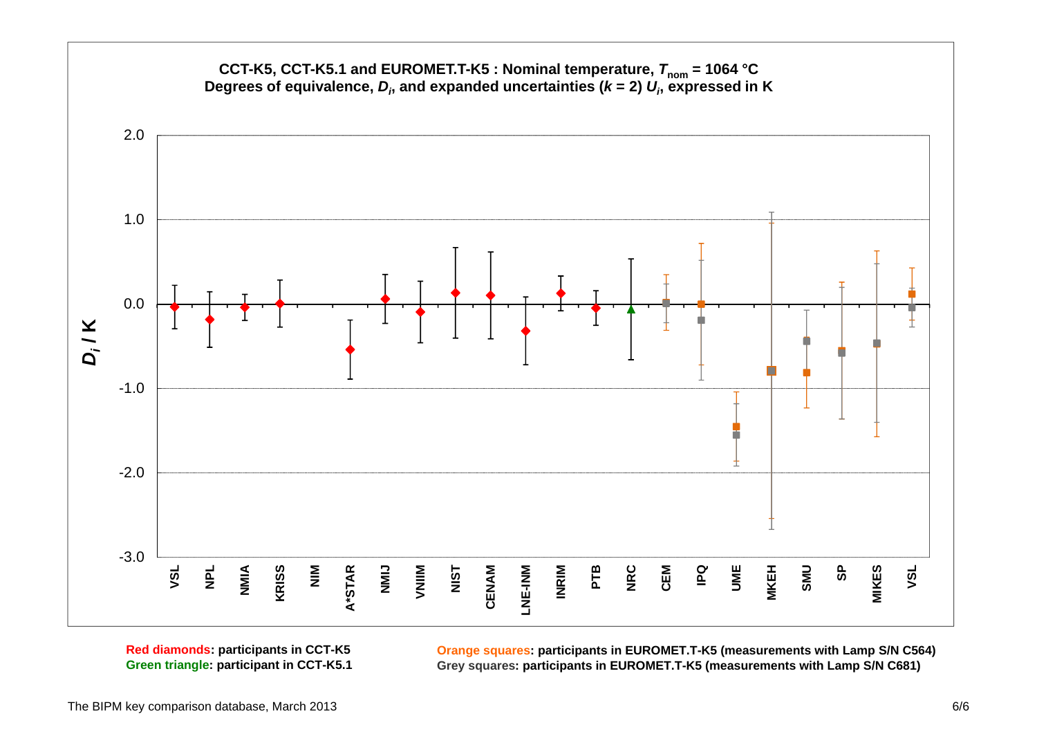**CCT-K5, CCT-K5.1 and EUROMET.T-K5 : Nominal temperature, $T_{nom}$ = 1064 °C**
**Degrees of equivalence, $D_i$, and expanded uncertainties ($k$ = 2) $U_i$, expressed in K**

$D_i$ / K

2.0
1.0
0.0
-1.0
-2.0
-3.0

VSL
NPL
NMIA
KRISS
NIM
A*STAR
NMIJ
VNIIM
NIST
CENAM
LNE-INM
INRIM
PTB
NRC
CEM
IPQ
UME
MKEH
SMU
SP
MIKES
VSL

**Red diamonds: participants in CCT-K5**
**Green triangle: participant in CCT-K5.1**

**Orange squares: participants in EUROMET.T-K5 (measurements with Lamp S/N C564)**
**Grey squares: participants in EUROMET.T-K5 (measurements with Lamp S/N C681)**

The BIPM key comparison database, March 2013